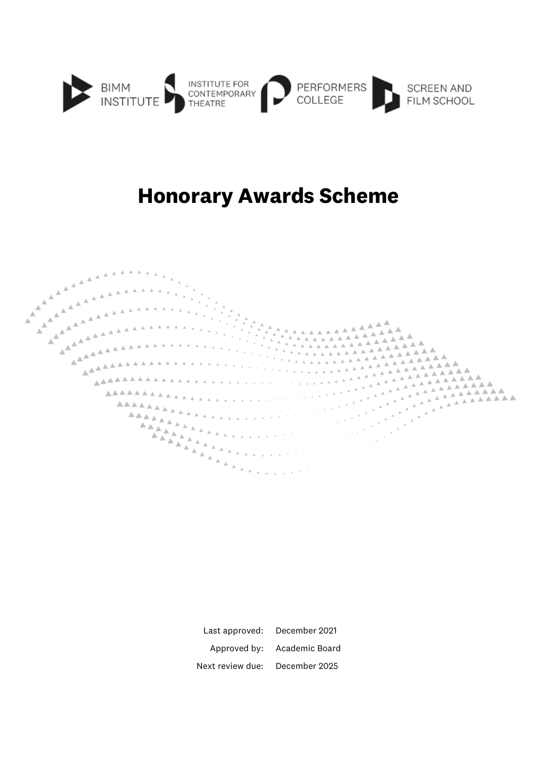BIMM INSTITUTE | INSTITUTE FOR CONTEMPORARY THEATRE | PERFORMERS COLLEGE | SCREEN AND FILM SCHOOL

# Honorary Awards Scheme

| | |
|---|---|
| Last approved: | December 2021 |
| Approved by: | Academic Board |
| Next review due: | December 2025 |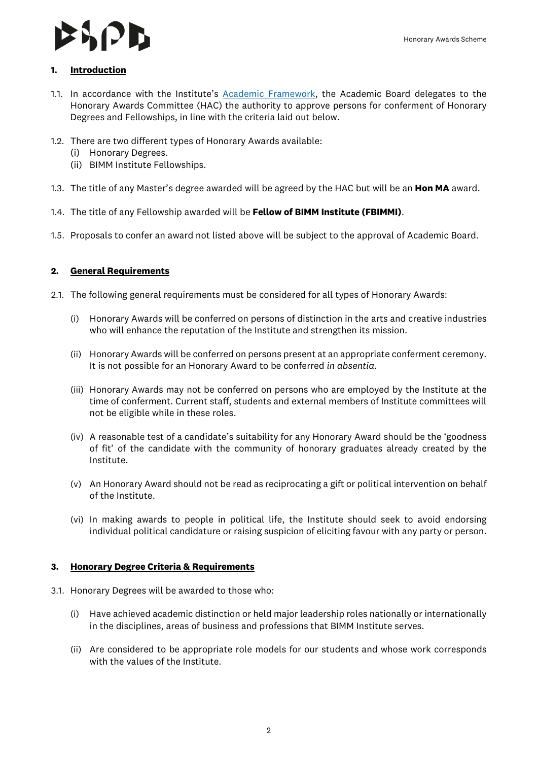## 1. Introduction

1.1. In accordance with the Institute's [Academic Framework](), the Academic Board delegates to the Honorary Awards Committee (HAC) the authority to approve persons for conferment of Honorary Degrees and Fellowships, in line with the criteria laid out below.

1.2. There are two different types of Honorary Awards available:
   (i) Honorary Degrees.
   (ii) BIMM Institute Fellowships.

1.3. The title of any Master's degree awarded will be agreed by the HAC but will be an **Hon MA** award.

1.4. The title of any Fellowship awarded will be **Fellow of BIMM Institute (FBIMMI)**.

1.5. Proposals to confer an award not listed above will be subject to the approval of Academic Board.

## 2. General Requirements

2.1. The following general requirements must be considered for all types of Honorary Awards:

(i) Honorary Awards will be conferred on persons of distinction in the arts and creative industries who will enhance the reputation of the Institute and strengthen its mission.

(ii) Honorary Awards will be conferred on persons present at an appropriate conferment ceremony. It is not possible for an Honorary Award to be conferred *in absentia*.

(iii) Honorary Awards may not be conferred on persons who are employed by the Institute at the time of conferment. Current staff, students and external members of Institute committees will not be eligible while in these roles.

(iv) A reasonable test of a candidate's suitability for any Honorary Award should be the 'goodness of fit' of the candidate with the community of honorary graduates already created by the Institute.

(v) An Honorary Award should not be read as reciprocating a gift or political intervention on behalf of the Institute.

(vi) In making awards to people in political life, the Institute should seek to avoid endorsing individual political candidature or raising suspicion of eliciting favour with any party or person.

## 3. Honorary Degree Criteria & Requirements

3.1. Honorary Degrees will be awarded to those who:

(i) Have achieved academic distinction or held major leadership roles nationally or internationally in the disciplines, areas of business and professions that BIMM Institute serves.

(ii) Are considered to be appropriate role models for our students and whose work corresponds with the values of the Institute.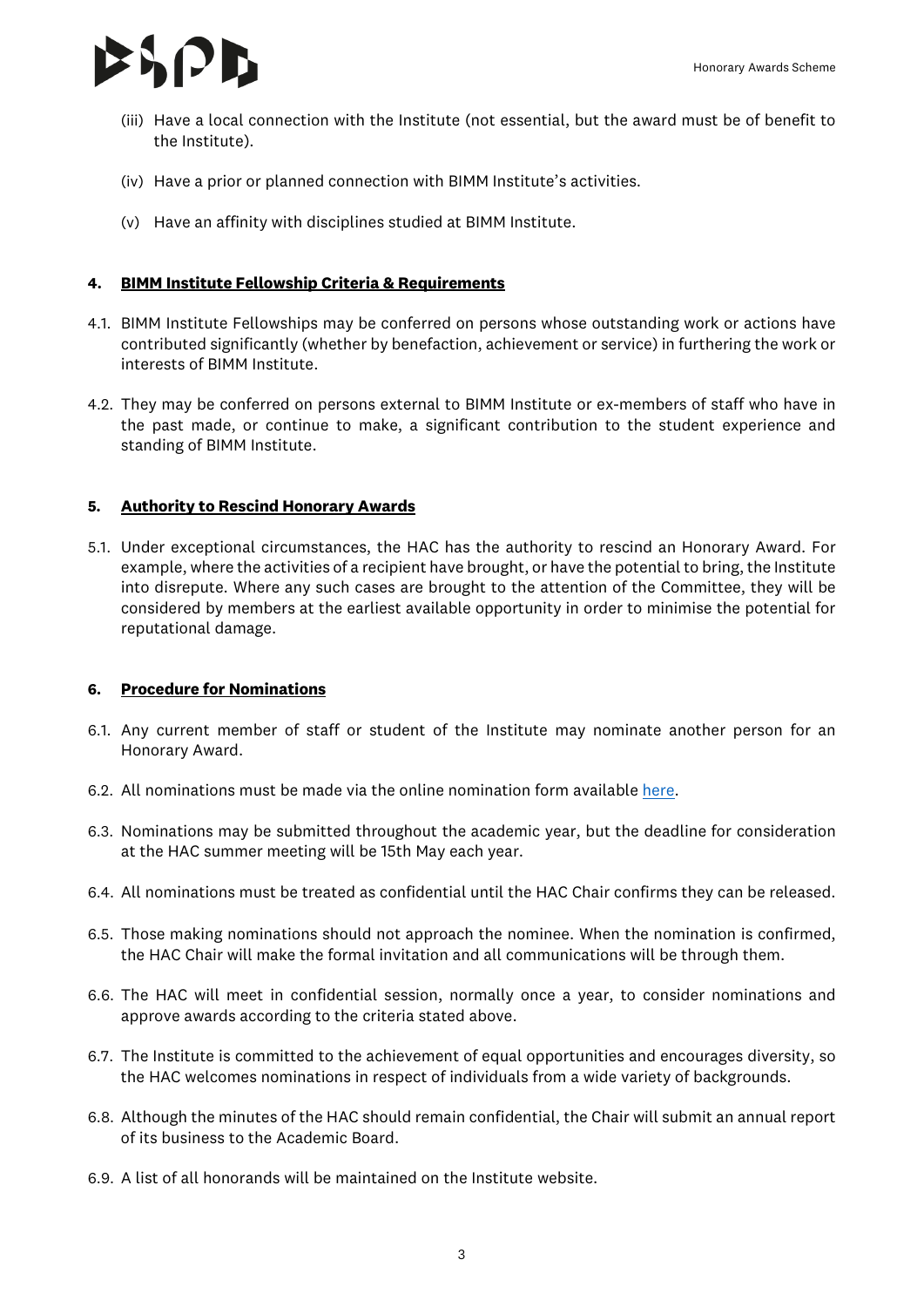(iii) Have a local connection with the Institute (not essential, but the award must be of benefit to the Institute).

(iv) Have a prior or planned connection with BIMM Institute's activities.

(v) Have an affinity with disciplines studied at BIMM Institute.

### 4. BIMM Institute Fellowship Criteria & Requirements

4.1. BIMM Institute Fellowships may be conferred on persons whose outstanding work or actions have contributed significantly (whether by benefaction, achievement or service) in furthering the work or interests of BIMM Institute.

4.2. They may be conferred on persons external to BIMM Institute or ex-members of staff who have in the past made, or continue to make, a significant contribution to the student experience and standing of BIMM Institute.

### 5. Authority to Rescind Honorary Awards

5.1. Under exceptional circumstances, the HAC has the authority to rescind an Honorary Award. For example, where the activities of a recipient have brought, or have the potential to bring, the Institute into disrepute. Where any such cases are brought to the attention of the Committee, they will be considered by members at the earliest available opportunity in order to minimise the potential for reputational damage.

### 6. Procedure for Nominations

6.1. Any current member of staff or student of the Institute may nominate another person for an Honorary Award.

6.2. All nominations must be made via the online nomination form available here.

6.3. Nominations may be submitted throughout the academic year, but the deadline for consideration at the HAC summer meeting will be 15th May each year.

6.4. All nominations must be treated as confidential until the HAC Chair confirms they can be released.

6.5. Those making nominations should not approach the nominee. When the nomination is confirmed, the HAC Chair will make the formal invitation and all communications will be through them.

6.6. The HAC will meet in confidential session, normally once a year, to consider nominations and approve awards according to the criteria stated above.

6.7. The Institute is committed to the achievement of equal opportunities and encourages diversity, so the HAC welcomes nominations in respect of individuals from a wide variety of backgrounds.

6.8. Although the minutes of the HAC should remain confidential, the Chair will submit an annual report of its business to the Academic Board.

6.9. A list of all honorands will be maintained on the Institute website.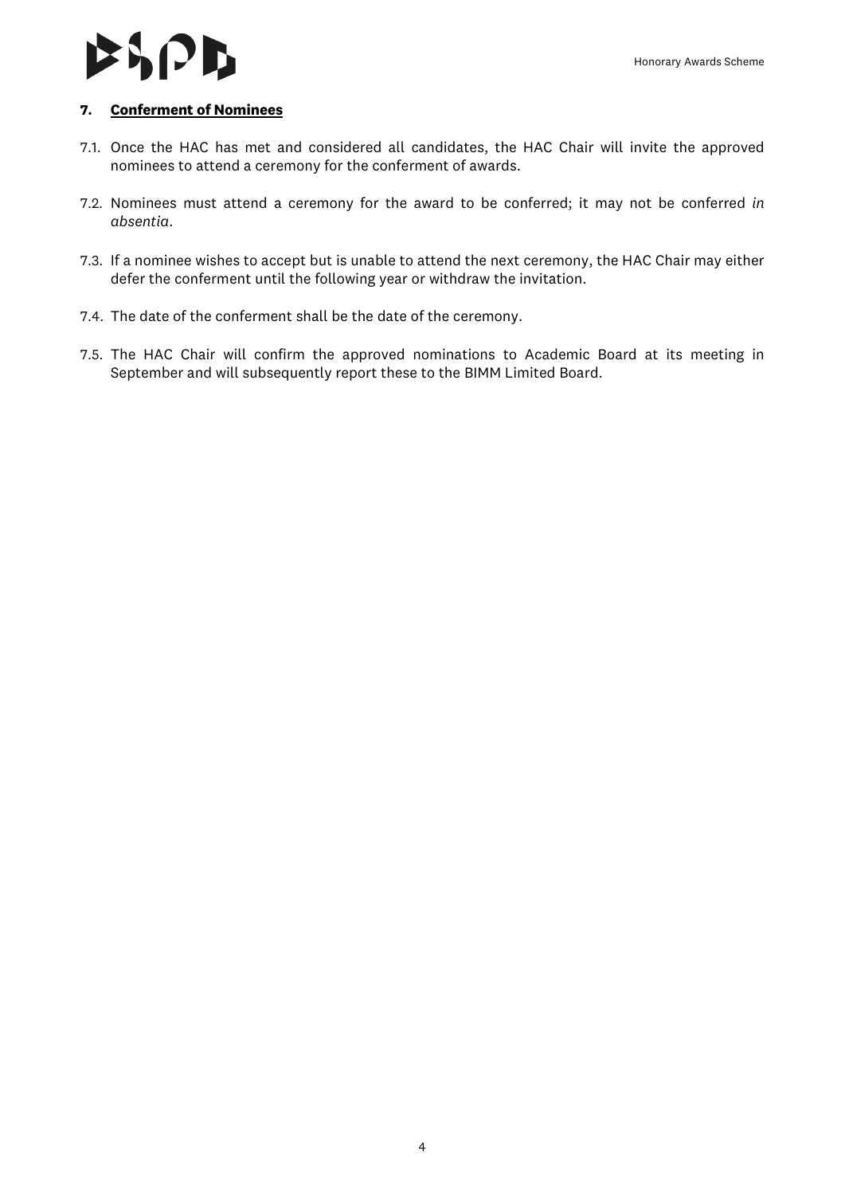## 7. **Conferment of Nominees**

7.1. Once the HAC has met and considered all candidates, the HAC Chair will invite the approved nominees to attend a ceremony for the conferment of awards.

7.2. Nominees must attend a ceremony for the award to be conferred; it may not be conferred *in absentia*.

7.3. If a nominee wishes to accept but is unable to attend the next ceremony, the HAC Chair may either defer the conferment until the following year or withdraw the invitation.

7.4. The date of the conferment shall be the date of the ceremony.

7.5. The HAC Chair will confirm the approved nominations to Academic Board at its meeting in September and will subsequently report these to the BIMM Limited Board.